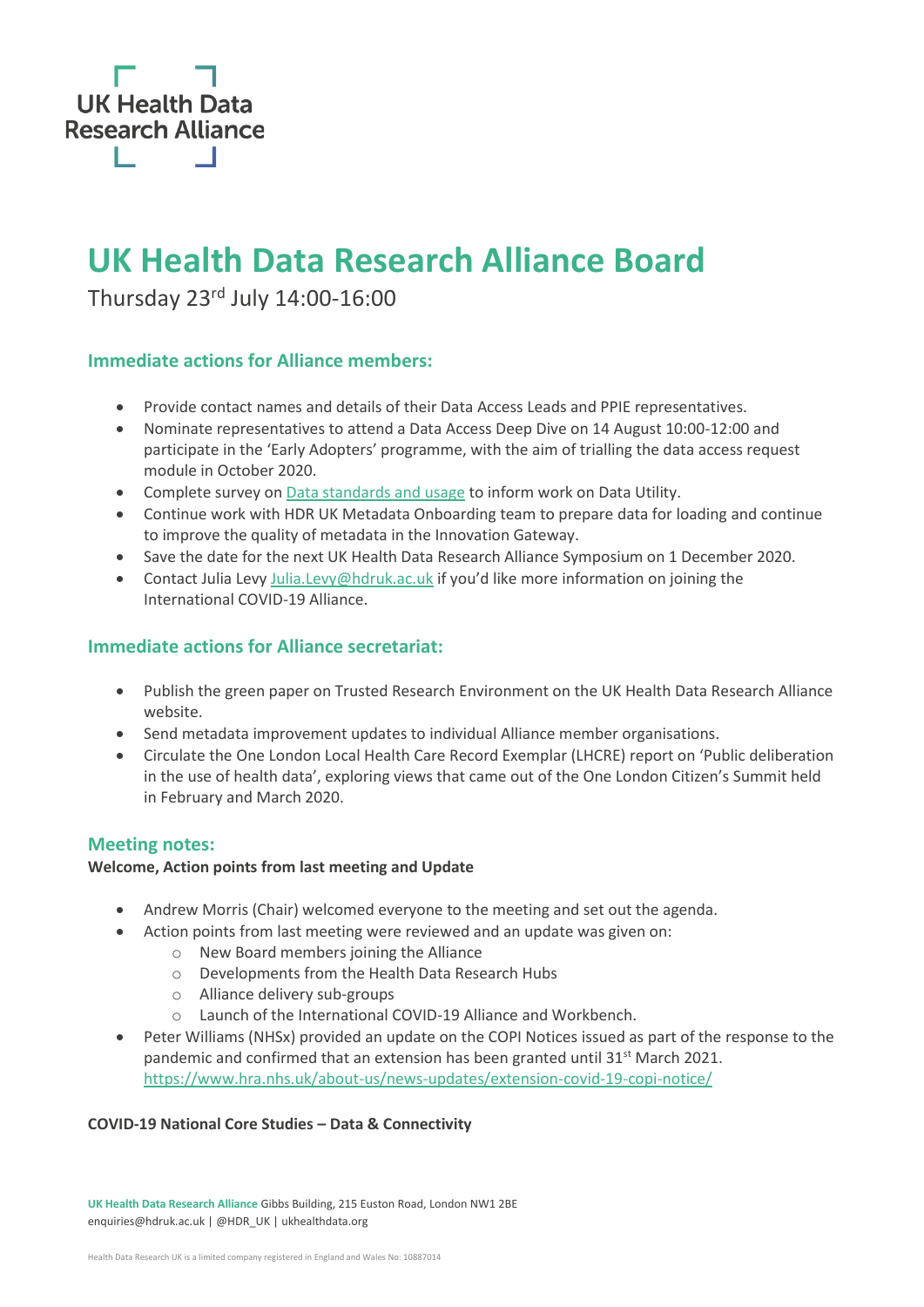UK Health Data Research Alliance

# UK Health Data Research Alliance Board

Thursday 23rd July 14:00-16:00

## Immediate actions for Alliance members:

- Provide contact names and details of their Data Access Leads and PPIE representatives.
- Nominate representatives to attend a Data Access Deep Dive on 14 August 10:00-12:00 and participate in the 'Early Adopters' programme, with the aim of trialling the data access request module in October 2020.
- Complete survey on [Data standards and usage]() to inform work on Data Utility.
- Continue work with HDR UK Metadata Onboarding team to prepare data for loading and continue to improve the quality of metadata in the Innovation Gateway.
- Save the date for the next UK Health Data Research Alliance Symposium on 1 December 2020.
- Contact Julia Levy [Julia.Levy@hdruk.ac.uk](mailto:Julia.Levy@hdruk.ac.uk) if you'd like more information on joining the International COVID-19 Alliance.

## Immediate actions for Alliance secretariat:

- Publish the green paper on Trusted Research Environment on the UK Health Data Research Alliance website.
- Send metadata improvement updates to individual Alliance member organisations.
- Circulate the One London Local Health Care Record Exemplar (LHCRE) report on 'Public deliberation in the use of health data', exploring views that came out of the One London Citizen's Summit held in February and March 2020.

## Meeting notes:

**Welcome, Action points from last meeting and Update**

- Andrew Morris (Chair) welcomed everyone to the meeting and set out the agenda.
- Action points from last meeting were reviewed and an update was given on:
  - New Board members joining the Alliance
  - Developments from the Health Data Research Hubs
  - Alliance delivery sub-groups
  - Launch of the International COVID-19 Alliance and Workbench.
- Peter Williams (NHSx) provided an update on the COPI Notices issued as part of the response to the pandemic and confirmed that an extension has been granted until 31st March 2021. https://www.hra.nhs.uk/about-us/news-updates/extension-covid-19-copi-notice/

**COVID-19 National Core Studies – Data & Connectivity**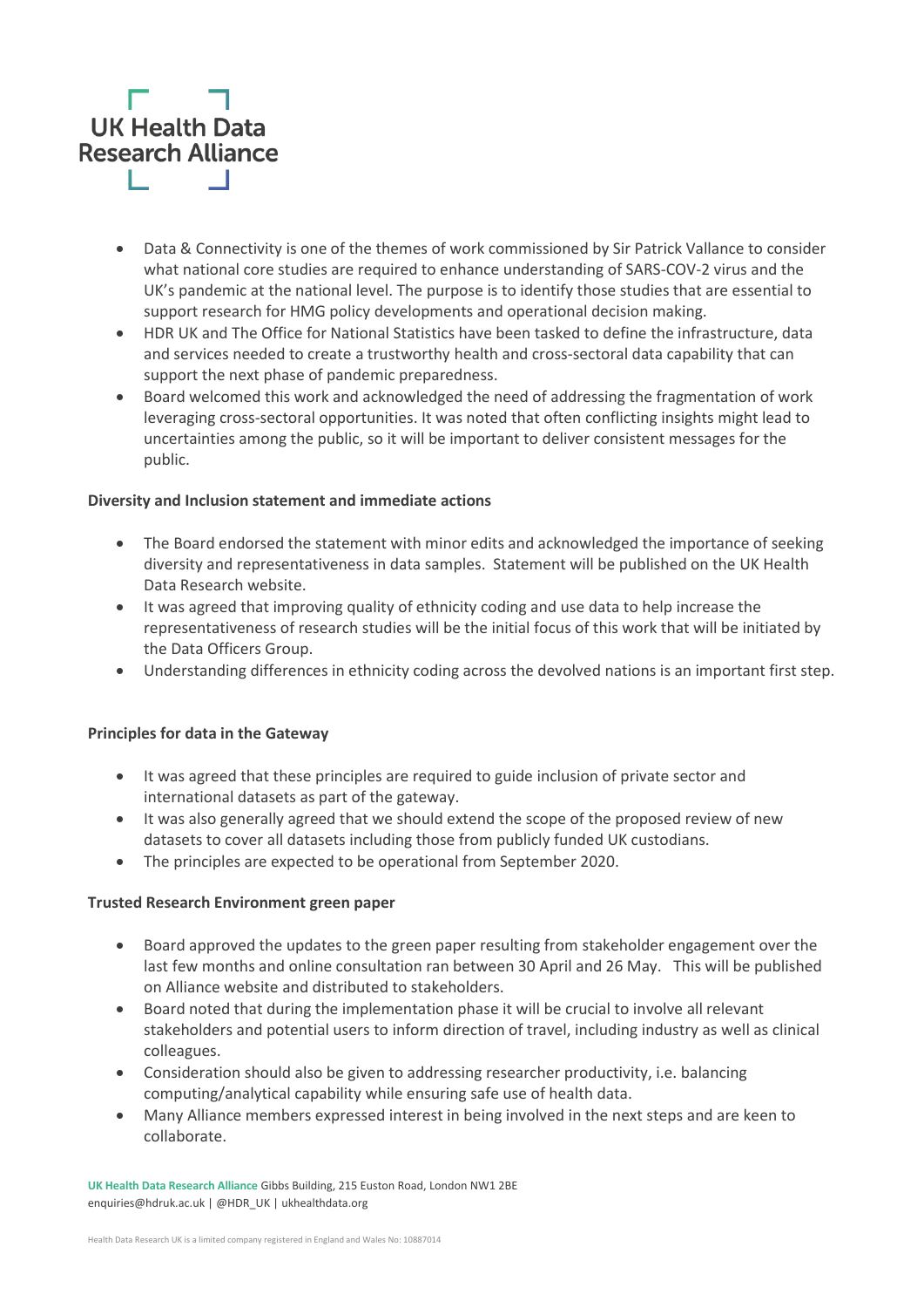- Data & Connectivity is one of the themes of work commissioned by Sir Patrick Vallance to consider what national core studies are required to enhance understanding of SARS-COV-2 virus and the UK's pandemic at the national level. The purpose is to identify those studies that are essential to support research for HMG policy developments and operational decision making.
- HDR UK and The Office for National Statistics have been tasked to define the infrastructure, data and services needed to create a trustworthy health and cross-sectoral data capability that can support the next phase of pandemic preparedness.
- Board welcomed this work and acknowledged the need of addressing the fragmentation of work leveraging cross-sectoral opportunities. It was noted that often conflicting insights might lead to uncertainties among the public, so it will be important to deliver consistent messages for the public.

**Diversity and Inclusion statement and immediate actions**

- The Board endorsed the statement with minor edits and acknowledged the importance of seeking diversity and representativeness in data samples. Statement will be published on the UK Health Data Research website.
- It was agreed that improving quality of ethnicity coding and use data to help increase the representativeness of research studies will be the initial focus of this work that will be initiated by the Data Officers Group.
- Understanding differences in ethnicity coding across the devolved nations is an important first step.

**Principles for data in the Gateway**

- It was agreed that these principles are required to guide inclusion of private sector and international datasets as part of the gateway.
- It was also generally agreed that we should extend the scope of the proposed review of new datasets to cover all datasets including those from publicly funded UK custodians.
- The principles are expected to be operational from September 2020.

**Trusted Research Environment green paper**

- Board approved the updates to the green paper resulting from stakeholder engagement over the last few months and online consultation ran between 30 April and 26 May. This will be published on Alliance website and distributed to stakeholders.
- Board noted that during the implementation phase it will be crucial to involve all relevant stakeholders and potential users to inform direction of travel, including industry as well as clinical colleagues.
- Consideration should also be given to addressing researcher productivity, i.e. balancing computing/analytical capability while ensuring safe use of health data.
- Many Alliance members expressed interest in being involved in the next steps and are keen to collaborate.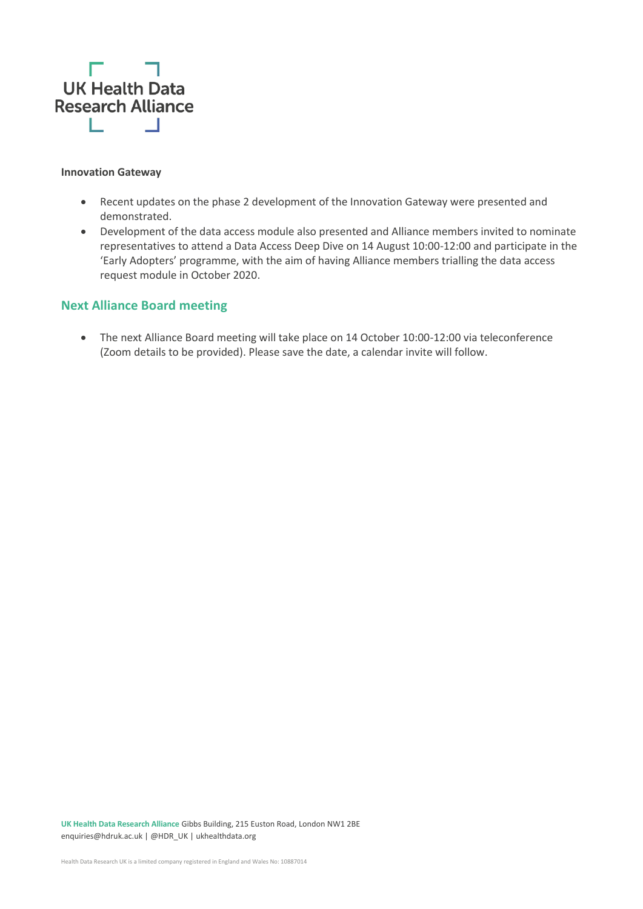**Innovation Gateway**

- Recent updates on the phase 2 development of the Innovation Gateway were presented and demonstrated.
- Development of the data access module also presented and Alliance members invited to nominate representatives to attend a Data Access Deep Dive on 14 August 10:00-12:00 and participate in the 'Early Adopters' programme, with the aim of having Alliance members trialling the data access request module in October 2020.

## Next Alliance Board meeting

- The next Alliance Board meeting will take place on 14 October 10:00-12:00 via teleconference (Zoom details to be provided). Please save the date, a calendar invite will follow.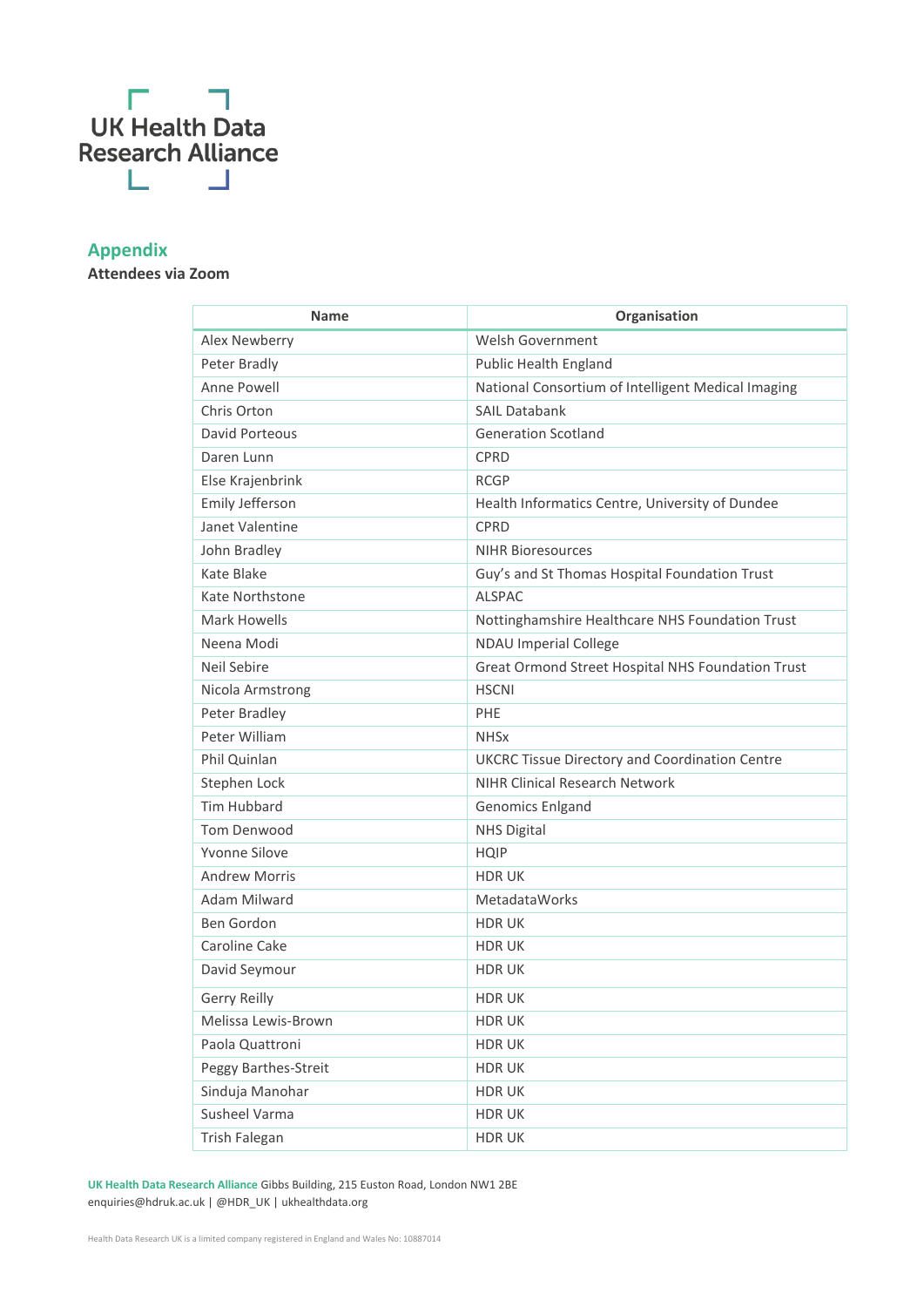UK Health Data Research Alliance

## Appendix

**Attendees via Zoom**

| Name | Organisation |
|---|---|
| Alex Newberry | Welsh Government |
| Peter Bradly | Public Health England |
| Anne Powell | National Consortium of Intelligent Medical Imaging |
| Chris Orton | SAIL Databank |
| David Porteous | Generation Scotland |
| Daren Lunn | CPRD |
| Else Krajenbrink | RCGP |
| Emily Jefferson | Health Informatics Centre, University of Dundee |
| Janet Valentine | CPRD |
| John Bradley | NIHR Bioresources |
| Kate Blake | Guy's and St Thomas Hospital Foundation Trust |
| Kate Northstone | ALSPAC |
| Mark Howells | Nottinghamshire Healthcare NHS Foundation Trust |
| Neena Modi | NDAU Imperial College |
| Neil Sebire | Great Ormond Street Hospital NHS Foundation Trust |
| Nicola Armstrong | HSCNI |
| Peter Bradley | PHE |
| Peter William | NHSx |
| Phil Quinlan | UKCRC Tissue Directory and Coordination Centre |
| Stephen Lock | NIHR Clinical Research Network |
| Tim Hubbard | Genomics Enlgand |
| Tom Denwood | NHS Digital |
| Yvonne Silove | HQIP |
| Andrew Morris | HDR UK |
| Adam Milward | MetadataWorks |
| Ben Gordon | HDR UK |
| Caroline Cake | HDR UK |
| David Seymour | HDR UK |
| Gerry Reilly | HDR UK |
| Melissa Lewis-Brown | HDR UK |
| Paola Quattroni | HDR UK |
| Peggy Barthes-Streit | HDR UK |
| Sinduja Manohar | HDR UK |
| Susheel Varma | HDR UK |
| Trish Falegan | HDR UK |

UK Health Data Research Alliance Gibbs Building, 215 Euston Road, London NW1 2BE
enquiries@hdruk.ac.uk | @HDR_UK | ukhealthdata.org

Health Data Research UK is a limited company registered in England and Wales No: 10887014